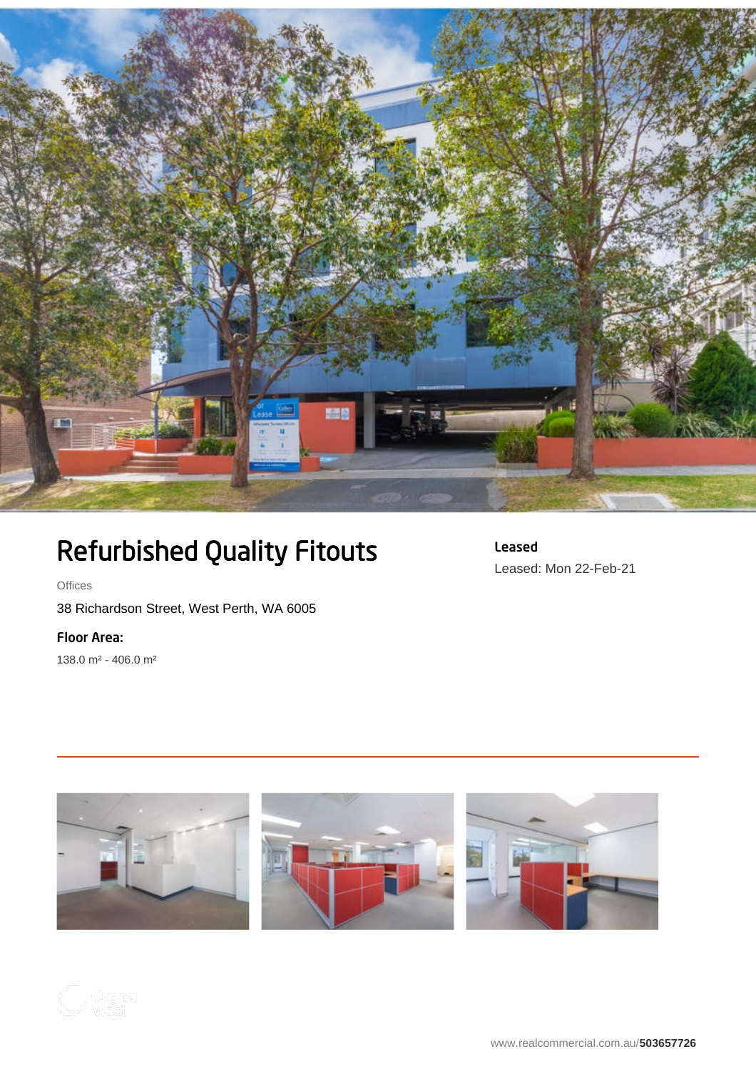# Refurbished Quality Fitouts

Offices

38 Richardson Street, West Perth, WA 6005

**Floor Area:**

138.0 m² - 406.0 m²

**Leased**

Leased: Mon 22-Feb-21

www.realcommercial.com.au/**503657726**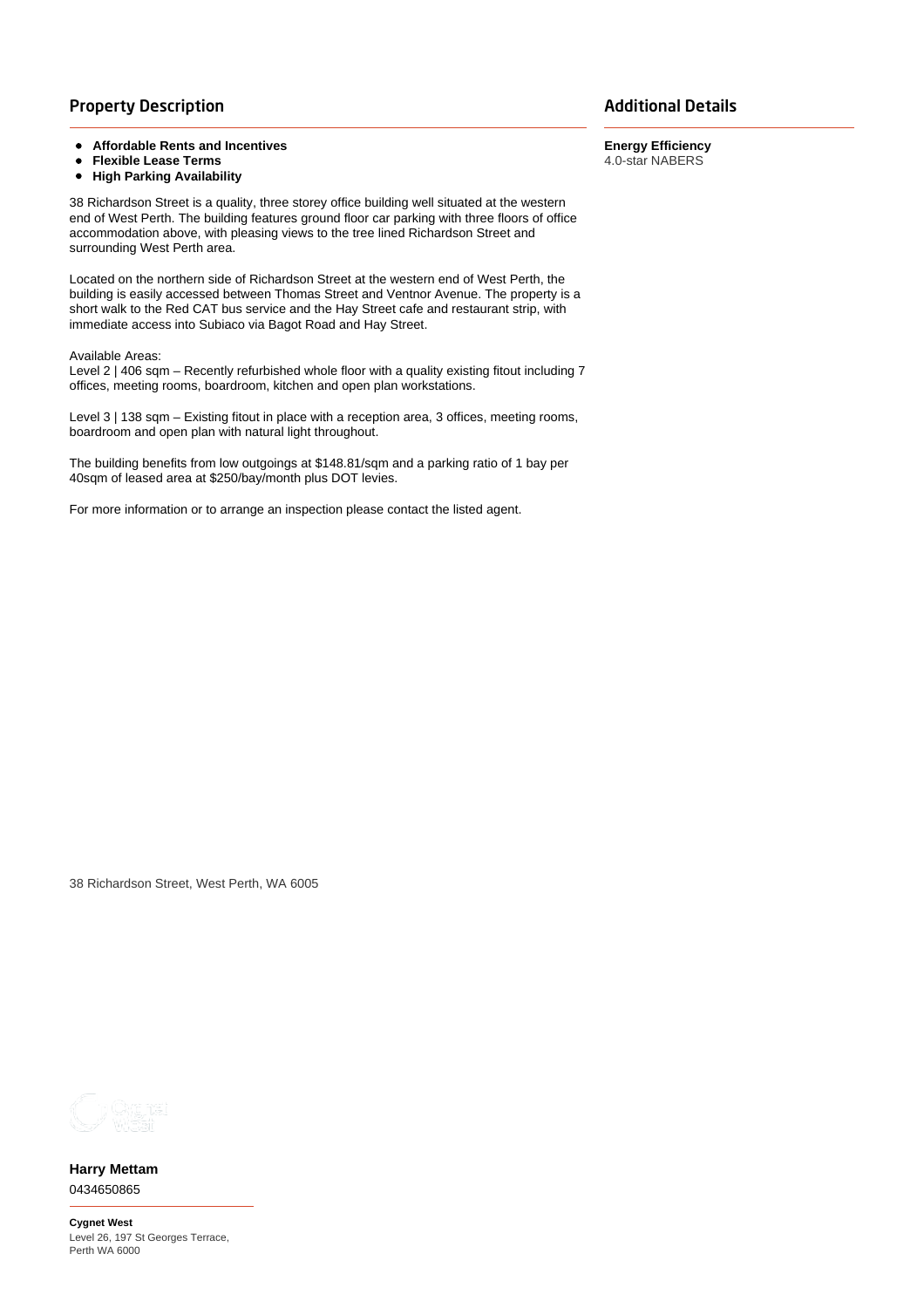## Property Description

- **Affordable Rents and Incentives**
- **Flexible Lease Terms**
- **High Parking Availability**

38 Richardson Street is a quality, three storey office building well situated at the western end of West Perth. The building features ground floor car parking with three floors of office accommodation above, with pleasing views to the tree lined Richardson Street and surrounding West Perth area.

Located on the northern side of Richardson Street at the western end of West Perth, the building is easily accessed between Thomas Street and Ventnor Avenue. The property is a short walk to the Red CAT bus service and the Hay Street cafe and restaurant strip, with immediate access into Subiaco via Bagot Road and Hay Street.

Available Areas:
Level 2 | 406 sqm – Recently refurbished whole floor with a quality existing fitout including 7 offices, meeting rooms, boardroom, kitchen and open plan workstations.

Level 3 | 138 sqm – Existing fitout in place with a reception area, 3 offices, meeting rooms, boardroom and open plan with natural light throughout.

The building benefits from low outgoings at $148.81/sqm and a parking ratio of 1 bay per 40sqm of leased area at $250/bay/month plus DOT levies.

For more information or to arrange an inspection please contact the listed agent.

## Additional Details

**Energy Efficiency**
4.0-star NABERS

38 Richardson Street, West Perth, WA 6005

**Harry Mettam**
0434650865

**Cygnet West**
Level 26, 197 St Georges Terrace,
Perth WA 6000